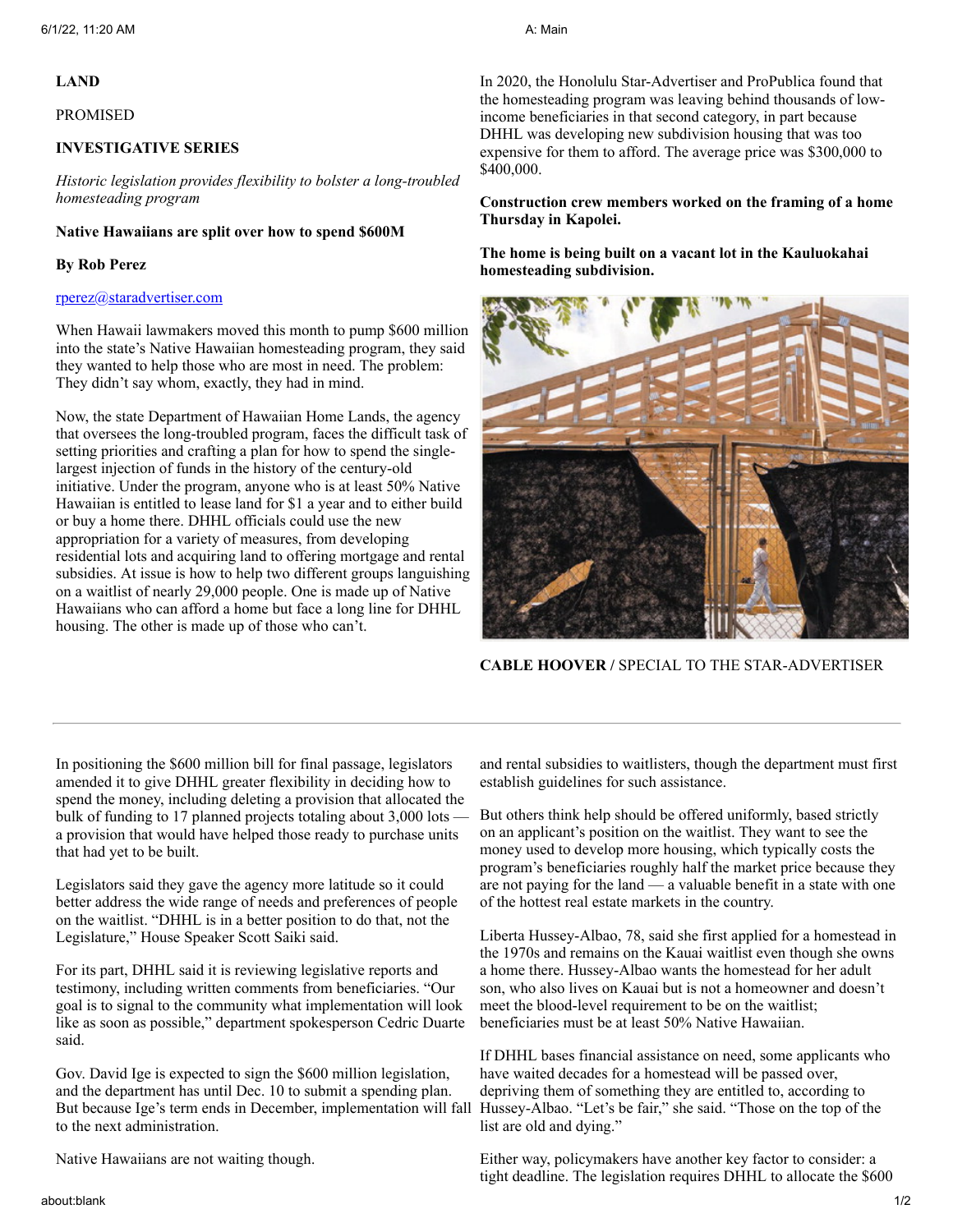**LAND**

PROMISED

**INVESTIGATIVE SERIES**

*Historic legislation provides flexibility to bolster a long-troubled homesteading program*

# Native Hawaiians are split over how to spend $600M

**By Rob Perez**

rperez@staradvertiser.com

When Hawaii lawmakers moved this month to pump $600 million into the state's Native Hawaiian homesteading program, they said they wanted to help those who are most in need. The problem: They didn't say whom, exactly, they had in mind.

Now, the state Department of Hawaiian Home Lands, the agency that oversees the long-troubled program, faces the difficult task of setting priorities and crafting a plan for how to spend the single-largest injection of funds in the history of the century-old initiative. Under the program, anyone who is at least 50% Native Hawaiian is entitled to lease land for $1 a year and to either build or buy a home there. DHHL officials could use the new appropriation for a variety of measures, from developing residential lots and acquiring land to offering mortgage and rental subsidies. At issue is how to help two different groups languishing on a waitlist of nearly 29,000 people. One is made up of Native Hawaiians who can afford a home but face a long line for DHHL housing. The other is made up of those who can't.

In 2020, the Honolulu Star-Advertiser and ProPublica found that the homesteading program was leaving behind thousands of low-income beneficiaries in that second category, in part because DHHL was developing new subdivision housing that was too expensive for them to afford. The average price was $300,000 to $400,000.

**Construction crew members worked on the framing of a home Thursday in Kapolei.**

**The home is being built on a vacant lot in the Kauluokahai homesteading subdivision.**

**CABLE HOOVER /** SPECIAL TO THE STAR-ADVERTISER

In positioning the $600 million bill for final passage, legislators amended it to give DHHL greater flexibility in deciding how to spend the money, including deleting a provision that allocated the bulk of funding to 17 planned projects totaling about 3,000 lots — a provision that would have helped those ready to purchase units that had yet to be built.

Legislators said they gave the agency more latitude so it could better address the wide range of needs and preferences of people on the waitlist. "DHHL is in a better position to do that, not the Legislature," House Speaker Scott Saiki said.

For its part, DHHL said it is reviewing legislative reports and testimony, including written comments from beneficiaries. "Our goal is to signal to the community what implementation will look like as soon as possible," department spokesperson Cedric Duarte said.

Gov. David Ige is expected to sign the $600 million legislation, and the department has until Dec. 10 to submit a spending plan. But because Ige's term ends in December, implementation will fall to the next administration.

Native Hawaiians are not waiting though.

and rental subsidies to waitlisters, though the department must first establish guidelines for such assistance.

But others think help should be offered uniformly, based strictly on an applicant's position on the waitlist. They want to see the money used to develop more housing, which typically costs the program's beneficiaries roughly half the market price because they are not paying for the land — a valuable benefit in a state with one of the hottest real estate markets in the country.

Liberta Hussey-Albao, 78, said she first applied for a homestead in the 1970s and remains on the Kauai waitlist even though she owns a home there. Hussey-Albao wants the homestead for her adult son, who also lives on Kauai but is not a homeowner and doesn't meet the blood-level requirement to be on the waitlist; beneficiaries must be at least 50% Native Hawaiian.

If DHHL bases financial assistance on need, some applicants who have waited decades for a homestead will be passed over, depriving them of something they are entitled to, according to Hussey-Albao. "Let's be fair," she said. "Those on the top of the list are old and dying."

Either way, policymakers have another key factor to consider: a tight deadline. The legislation requires DHHL to allocate the $600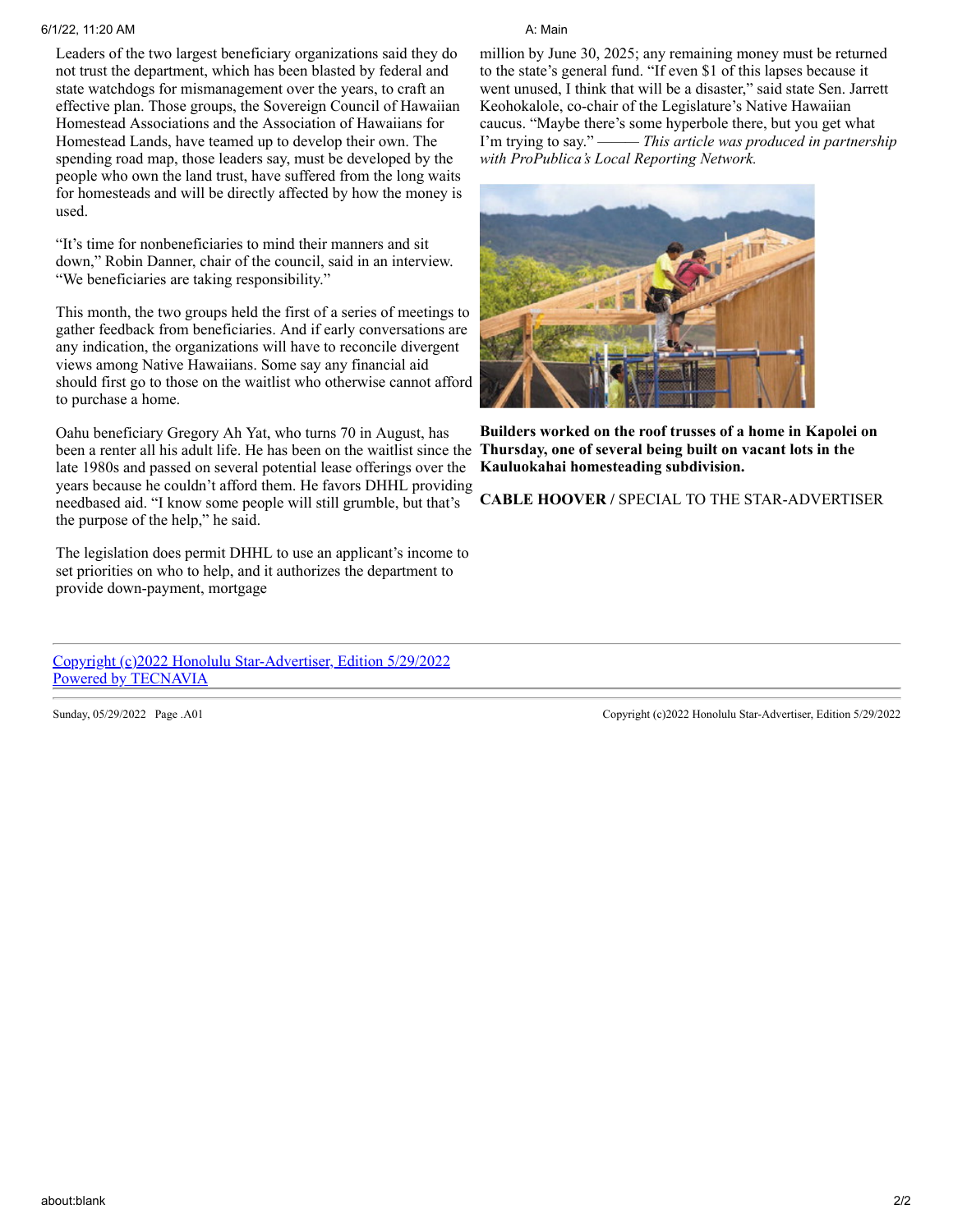Leaders of the two largest beneficiary organizations said they do not trust the department, which has been blasted by federal and state watchdogs for mismanagement over the years, to craft an effective plan. Those groups, the Sovereign Council of Hawaiian Homestead Associations and the Association of Hawaiians for Homestead Lands, have teamed up to develop their own. The spending road map, those leaders say, must be developed by the people who own the land trust, have suffered from the long waits for homesteads and will be directly affected by how the money is used.

"It's time for nonbeneficiaries to mind their manners and sit down," Robin Danner, chair of the council, said in an interview. "We beneficiaries are taking responsibility."

This month, the two groups held the first of a series of meetings to gather feedback from beneficiaries. And if early conversations are any indication, the organizations will have to reconcile divergent views among Native Hawaiians. Some say any financial aid should first go to those on the waitlist who otherwise cannot afford to purchase a home.

Oahu beneficiary Gregory Ah Yat, who turns 70 in August, has been a renter all his adult life. He has been on the waitlist since the late 1980s and passed on several potential lease offerings over the years because he couldn't afford them. He favors DHHL providing needbased aid. "I know some people will still grumble, but that's the purpose of the help," he said.

The legislation does permit DHHL to use an applicant's income to set priorities on who to help, and it authorizes the department to provide down-payment, mortgage

million by June 30, 2025; any remaining money must be returned to the state's general fund. "If even $1 of this lapses because it went unused, I think that will be a disaster," said state Sen. Jarrett Keohokalole, co-chair of the Legislature's Native Hawaiian caucus. "Maybe there's some hyperbole there, but you get what I'm trying to say." ——— *This article was produced in partnership with ProPublica's Local Reporting Network.*

**Builders worked on the roof trusses of a home in Kapolei on Thursday, one of several being built on vacant lots in the Kauluokahai homesteading subdivision.**

**CABLE HOOVER /** SPECIAL TO THE STAR-ADVERTISER

[Copyright (c)2022 Honolulu Star-Advertiser, Edition 5/29/2022](#)
[Powered by TECNAVIA](#)

Sunday, 05/29/2022 Page .A01

Copyright (c)2022 Honolulu Star-Advertiser, Edition 5/29/2022